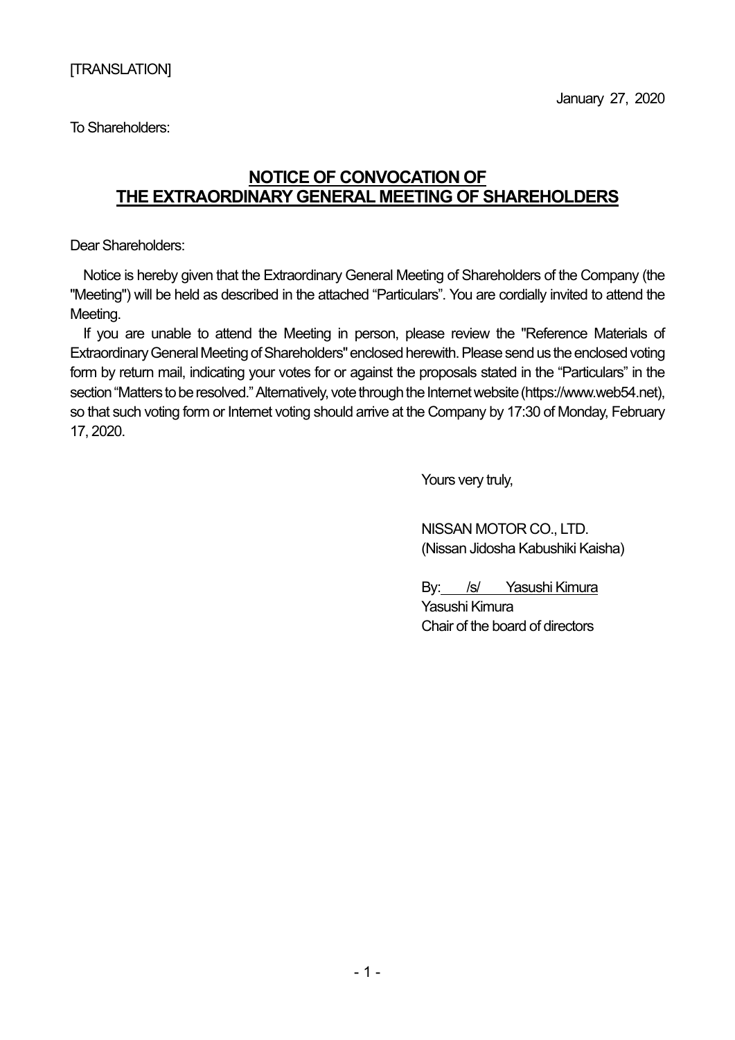[TRANSLATION]

January 27, 2020

To Shareholders:

## NOTICE OF CONVOCATION OF THE EXTRAORDINARY GENERAL MEETING OF SHAREHOLDERS

Dear Shareholders:

Notice is hereby given that the Extraordinary General Meeting of Shareholders of the Company (the "Meeting") will be held as described in the attached "Particulars". You are cordially invited to attend the Meeting.

If you are unable to attend the Meeting in person, please review the "Reference Materials of Extraordinary General Meeting of Shareholders" enclosed herewith. Please send us the enclosed voting form by return mail, indicating your votes for or against the proposals stated in the "Particulars" in the section "Matters to be resolved." Alternatively, vote through the Internet website (https://www.web54.net), so that such voting form or Internet voting should arrive at the Company by 17:30 of Monday, February 17, 2020.

Yours very truly,

NISSAN MOTOR CO., LTD.
(Nissan Jidosha Kabushiki Kaisha)

By: /s/ Yasushi Kimura
Yasushi Kimura
Chair of the board of directors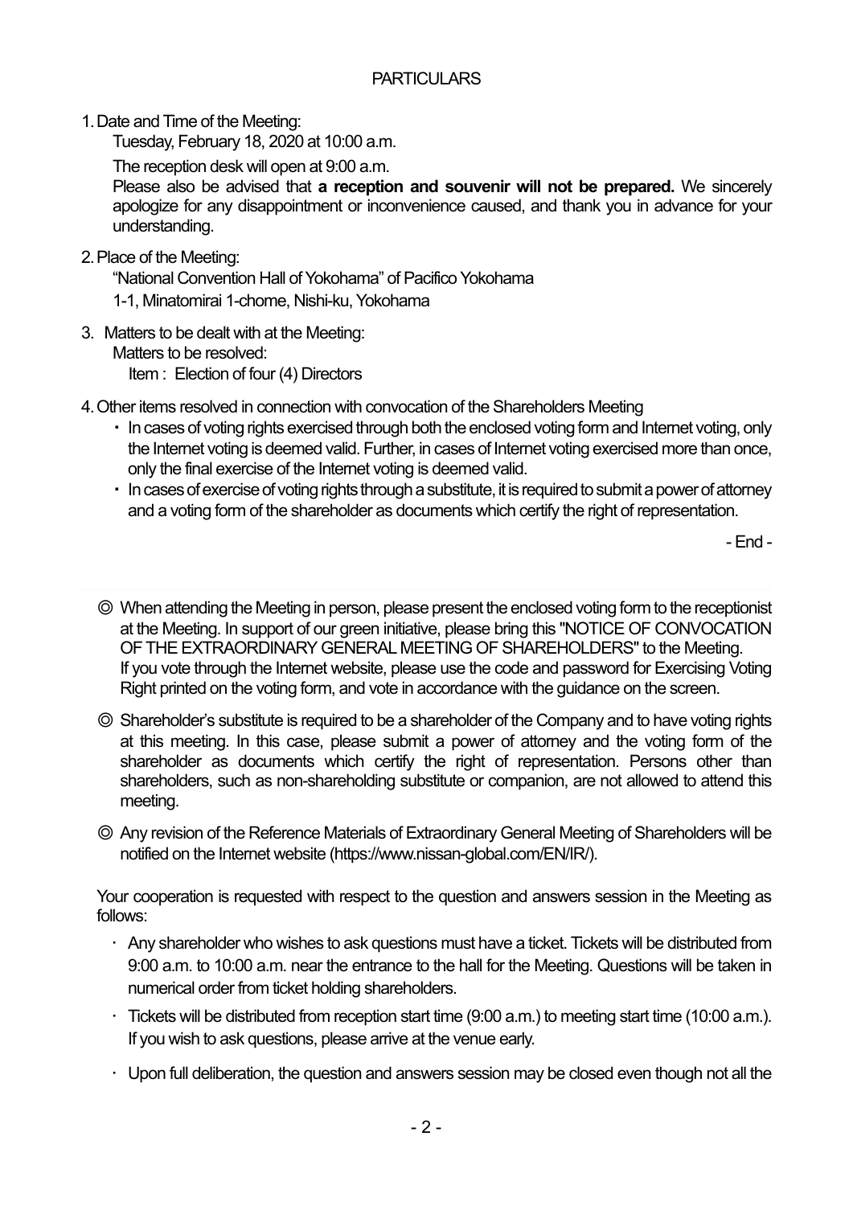# PARTICULARS

1. Date and Time of the Meeting:

   Tuesday, February 18, 2020 at 10:00 a.m.

   The reception desk will open at 9:00 a.m.

   Please also be advised that **a reception and souvenir will not be prepared.** We sincerely apologize for any disappointment or inconvenience caused, and thank you in advance for your understanding.

2. Place of the Meeting:

   "National Convention Hall of Yokohama" of Pacifico Yokohama

   1-1, Minatomirai 1-chome, Nishi-ku, Yokohama

3. Matters to be dealt with at the Meeting:

   Matters to be resolved:

   Item : Election of four (4) Directors

4. Other items resolved in connection with convocation of the Shareholders Meeting

   ・ In cases of voting rights exercised through both the enclosed voting form and Internet voting, only the Internet voting is deemed valid. Further, in cases of Internet voting exercised more than once, only the final exercise of the Internet voting is deemed valid.

   ・ In cases of exercise of voting rights through a substitute, it is required to submit a power of attorney and a voting form of the shareholder as documents which certify the right of representation.

- End -

---

◎ When attending the Meeting in person, please present the enclosed voting form to the receptionist at the Meeting. In support of our green initiative, please bring this "NOTICE OF CONVOCATION OF THE EXTRAORDINARY GENERAL MEETING OF SHAREHOLDERS" to the Meeting.
If you vote through the Internet website, please use the code and password for Exercising Voting Right printed on the voting form, and vote in accordance with the guidance on the screen.

◎ Shareholder's substitute is required to be a shareholder of the Company and to have voting rights at this meeting. In this case, please submit a power of attorney and the voting form of the shareholder as documents which certify the right of representation. Persons other than shareholders, such as non-shareholding substitute or companion, are not allowed to attend this meeting.

◎ Any revision of the Reference Materials of Extraordinary General Meeting of Shareholders will be notified on the Internet website (https://www.nissan-global.com/EN/IR/).

Your cooperation is requested with respect to the question and answers session in the Meeting as follows:

- Any shareholder who wishes to ask questions must have a ticket. Tickets will be distributed from 9:00 a.m. to 10:00 a.m. near the entrance to the hall for the Meeting. Questions will be taken in numerical order from ticket holding shareholders.
- Tickets will be distributed from reception start time (9:00 a.m.) to meeting start time (10:00 a.m.). If you wish to ask questions, please arrive at the venue early.
- Upon full deliberation, the question and answers session may be closed even though not all the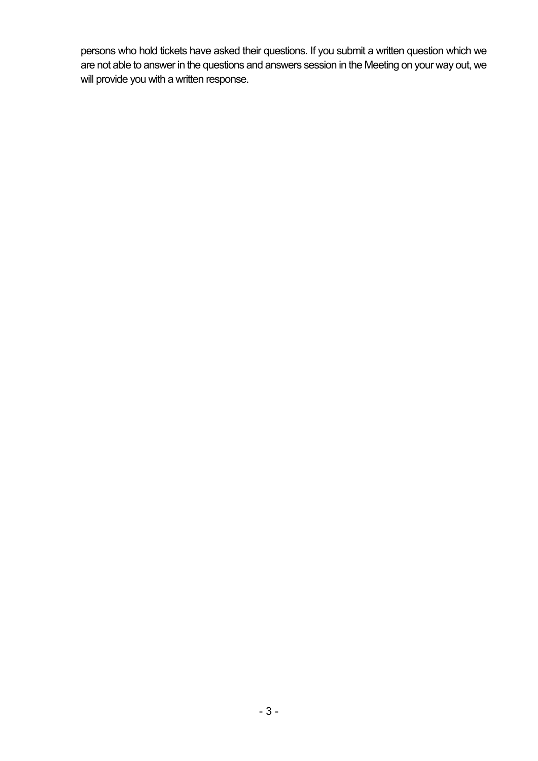persons who hold tickets have asked their questions. If you submit a written question which we are not able to answer in the questions and answers session in the Meeting on your way out, we will provide you with a written response.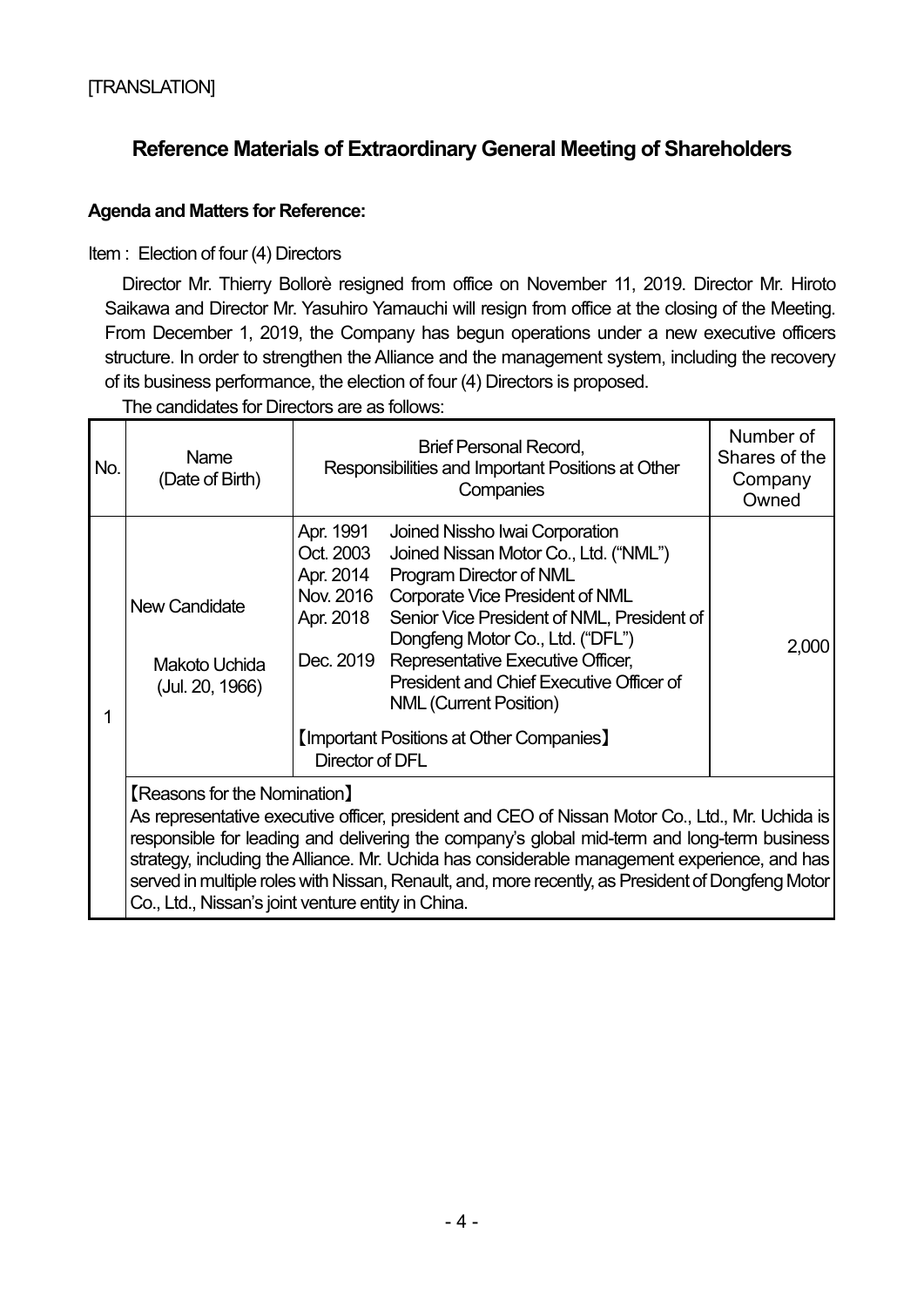[TRANSLATION]

## Reference Materials of Extraordinary General Meeting of Shareholders

**Agenda and Matters for Reference:**

Item : Election of four (4) Directors

Director Mr. Thierry Bollorè resigned from office on November 11, 2019. Director Mr. Hiroto Saikawa and Director Mr. Yasuhiro Yamauchi will resign from office at the closing of the Meeting. From December 1, 2019, the Company has begun operations under a new executive officers structure. In order to strengthen the Alliance and the management system, including the recovery of its business performance, the election of four (4) Directors is proposed.

The candidates for Directors are as follows:

| No. | Name (Date of Birth) | Brief Personal Record, Responsibilities and Important Positions at Other Companies | Number of Shares of the Company Owned |
|---|---|---|---|
| 1 | New Candidate<br><br>Makoto Uchida<br>(Jul. 20, 1966) | Apr. 1991 Joined Nissho Iwai Corporation<br>Oct. 2003 Joined Nissan Motor Co., Ltd. ("NML")<br>Apr. 2014 Program Director of NML<br>Nov. 2016 Corporate Vice President of NML<br>Apr. 2018 Senior Vice President of NML, President of Dongfeng Motor Co., Ltd. ("DFL")<br>Dec. 2019 Representative Executive Officer, President and Chief Executive Officer of NML (Current Position)<br><br>【Important Positions at Other Companies】<br>Director of DFL | 2,000 |
| | 【Reasons for the Nomination】<br>As representative executive officer, president and CEO of Nissan Motor Co., Ltd., Mr. Uchida is responsible for leading and delivering the company's global mid-term and long-term business strategy, including the Alliance. Mr. Uchida has considerable management experience, and has served in multiple roles with Nissan, Renault, and, more recently, as President of Dongfeng Motor Co., Ltd., Nissan's joint venture entity in China. | | |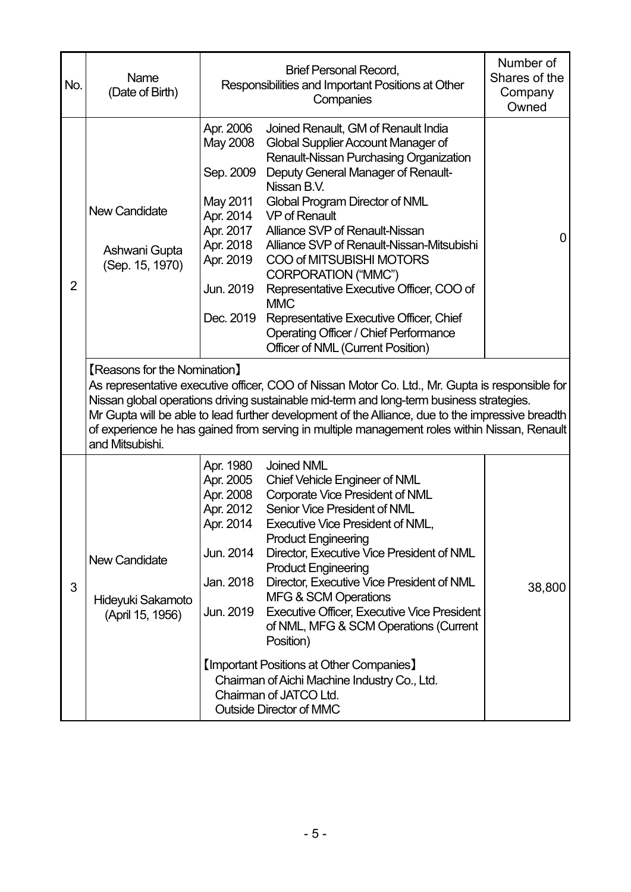| No. | Name (Date of Birth) | Brief Personal Record, Responsibilities and Important Positions at Other Companies | Number of Shares of the Company Owned |
|---|---|---|---|
| 2 | New Candidate<br><br>Ashwani Gupta<br>(Sep. 15, 1970) | Apr. 2006 Joined Renault, GM of Renault India<br>May 2008 Global Supplier Account Manager of Renault-Nissan Purchasing Organization<br>Sep. 2009 Deputy General Manager of Renault-Nissan B.V.<br>May 2011 Global Program Director of NML<br>Apr. 2014 VP of Renault<br>Apr. 2017 Alliance SVP of Renault-Nissan<br>Apr. 2018 Alliance SVP of Renault-Nissan-Mitsubishi<br>Apr. 2019 COO of MITSUBISHI MOTORS CORPORATION ("MMC")<br>Jun. 2019 Representative Executive Officer, COO of MMC<br>Dec. 2019 Representative Executive Officer, Chief Operating Officer / Chief Performance Officer of NML (Current Position) | 0 |
| | 【Reasons for the Nomination】<br>As representative executive officer, COO of Nissan Motor Co. Ltd., Mr. Gupta is responsible for Nissan global operations driving sustainable mid-term and long-term business strategies.<br>Mr Gupta will be able to lead further development of the Alliance, due to the impressive breadth of experience he has gained from serving in multiple management roles within Nissan, Renault and Mitsubishi. | | |
| 3 | New Candidate<br><br>Hideyuki Sakamoto<br>(April 15, 1956) | Apr. 1980 Joined NML<br>Apr. 2005 Chief Vehicle Engineer of NML<br>Apr. 2008 Corporate Vice President of NML<br>Apr. 2012 Senior Vice President of NML<br>Apr. 2014 Executive Vice President of NML, Product Engineering<br>Jun. 2014 Director, Executive Vice President of NML Product Engineering<br>Jan. 2018 Director, Executive Vice President of NML MFG & SCM Operations<br>Jun. 2019 Executive Officer, Executive Vice President of NML, MFG & SCM Operations (Current Position)<br><br>【Important Positions at Other Companies】<br>Chairman of Aichi Machine Industry Co., Ltd.<br>Chairman of JATCO Ltd.<br>Outside Director of MMC | 38,800 |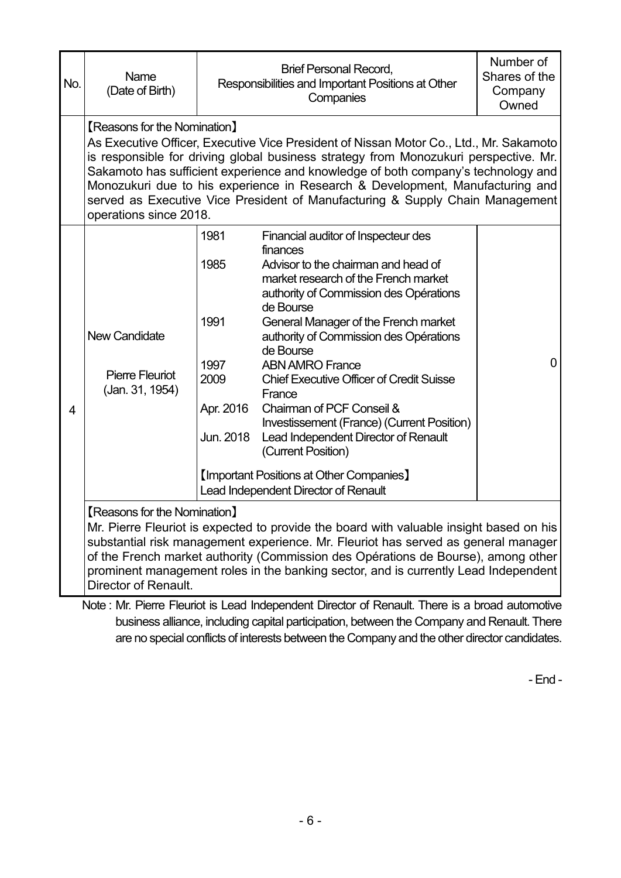| No. | Name (Date of Birth) | Brief Personal Record, Responsibilities and Important Positions at Other Companies | | Number of Shares of the Company Owned |
|---|---|---|---|---|
| | 【Reasons for the Nomination】 As Executive Officer, Executive Vice President of Nissan Motor Co., Ltd., Mr. Sakamoto is responsible for driving global business strategy from Monozukuri perspective. Mr. Sakamoto has sufficient experience and knowledge of both company's technology and Monozukuri due to his experience in Research & Development, Manufacturing and served as Executive Vice President of Manufacturing & Supply Chain Management operations since 2018. | | | |
| 4 | New Candidate<br><br>Pierre Fleuriot (Jan. 31, 1954) | 1981<br>1985<br><br><br>1991<br><br>1997<br>2009<br><br>Apr. 2016<br><br>Jun. 2018 | Financial auditor of Inspecteur des finances<br>Advisor to the chairman and head of market research of the French market authority of Commission des Opérations de Bourse<br>General Manager of the French market authority of Commission des Opérations de Bourse<br>ABN AMRO France<br>Chief Executive Officer of Credit Suisse France<br>Chairman of PCF Conseil & Investissement (France) (Current Position)<br>Lead Independent Director of Renault (Current Position)<br><br>【Important Positions at Other Companies】<br>Lead Independent Director of Renault | 0 |
| | 【Reasons for the Nomination】 Mr. Pierre Fleuriot is expected to provide the board with valuable insight based on his substantial risk management experience. Mr. Fleuriot has served as general manager of the French market authority (Commission des Opérations de Bourse), among other prominent management roles in the banking sector, and is currently Lead Independent Director of Renault. | | | |

Note : Mr. Pierre Fleuriot is Lead Independent Director of Renault. There is a broad automotive business alliance, including capital participation, between the Company and Renault. There are no special conflicts of interests between the Company and the other director candidates.

- End -